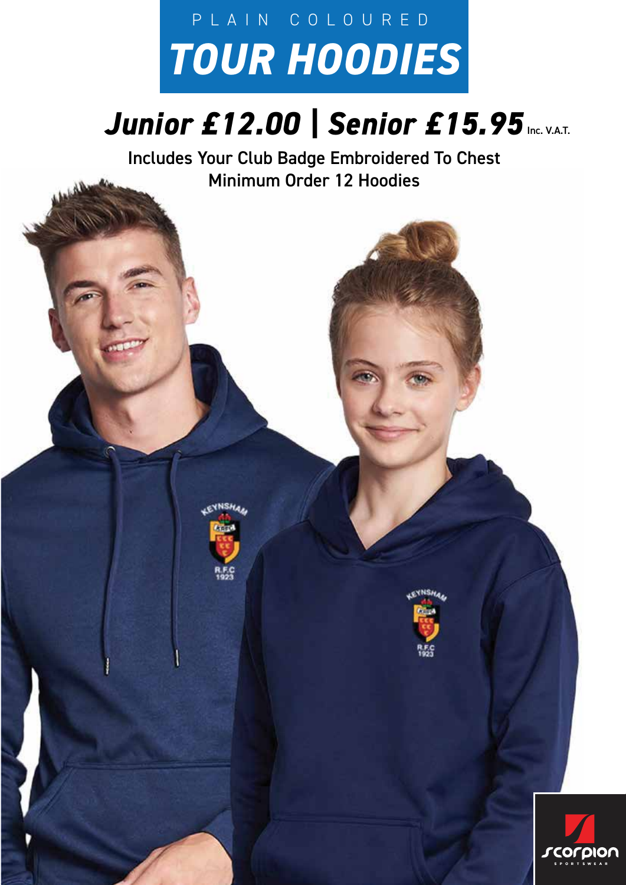PLAIN COLOURED

# TOUR HOODIES

## *Junior £12.00 | Senior £15.95* Inc. V.A.T.

Includes Your Club Badge Embroidered To Chest

Minimum Order 12 Hoodies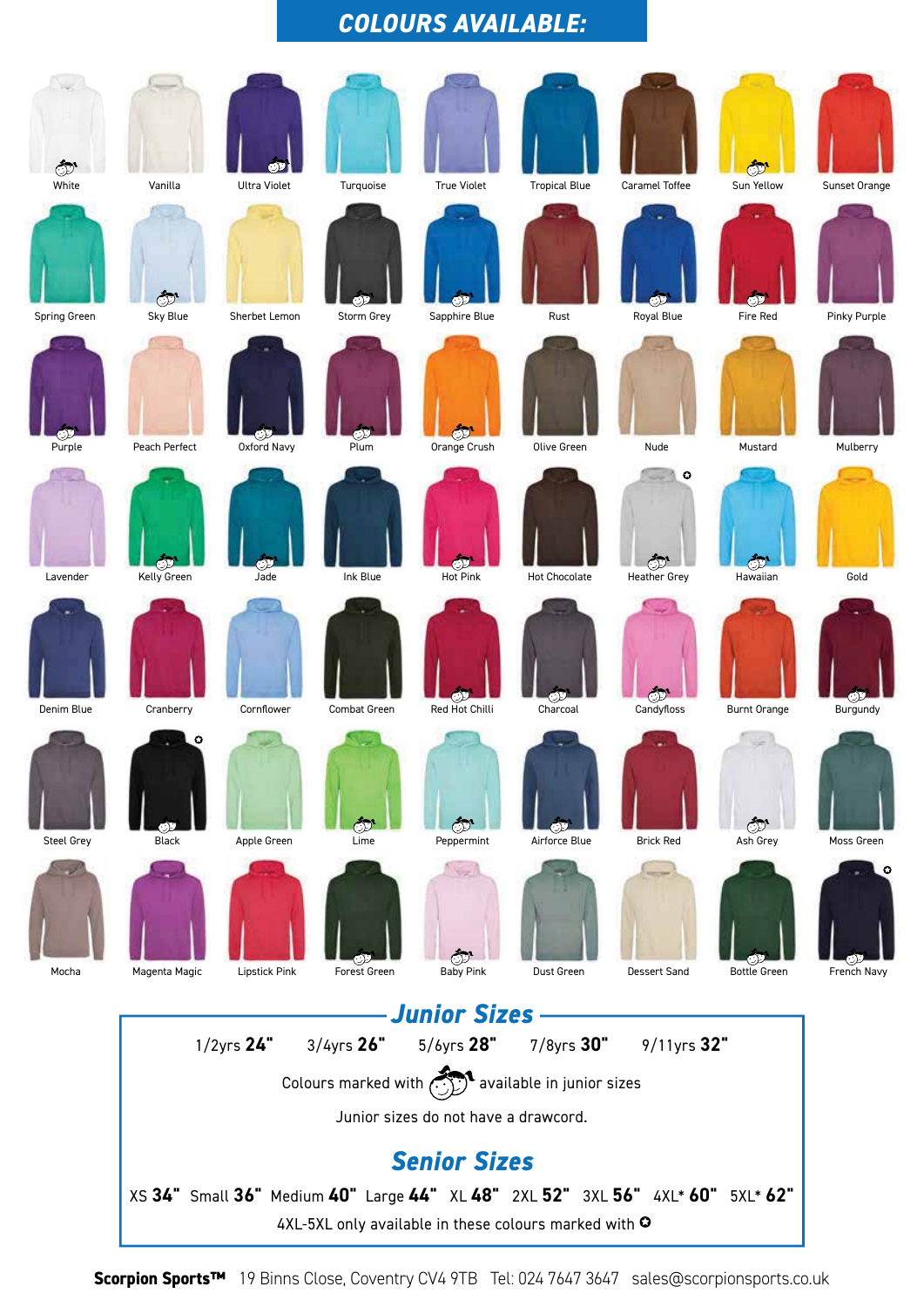# COLOURS AVAILABLE:

White, Vanilla, Ultra Violet, Turquoise, True Violet, Tropical Blue, Caramel Toffee, Sun Yellow, Sunset Orange

Spring Green, Sky Blue, Sherbet Lemon, Storm Grey, Sapphire Blue, Rust, Royal Blue, Fire Red, Pinky Purple

Purple, Peach Perfect, Oxford Navy, Plum, Orange Crush, Olive Green, Nude, Mustard, Mulberry

Lavender, Kelly Green, Jade, Ink Blue, Hot Pink, Hot Chocolate, Heather Grey, Hawaiian, Gold

Denim Blue, Cranberry, Cornflower, Combat Green, Red Hot Chilli, Charcoal, Candyfloss, Burnt Orange, Burgundy

Steel Grey, Black, Apple Green, Lime, Peppermint, Airforce Blue, Brick Red, Ash Grey, Moss Green

Mocha, Magenta Magic, Lipstick Pink, Forest Green, Baby Pink, Dust Green, Dessert Sand, Bottle Green, French Navy

## Junior Sizes

1/2yrs **24"** 3/4yrs **26"** 5/6yrs **28"** 7/8yrs **30"** 9/11yrs **32"**

Colours marked with ☺ available in junior sizes

Junior sizes do not have a drawcord.

## Senior Sizes

XS **34"** Small **36"** Medium **40"** Large **44"** XL **48"** 2XL **52"** 3XL **56"** 4XL* **60"** 5XL* **62"**

4XL-5XL only available in these colours marked with ✪

**Scorpion Sports™** 19 Binns Close, Coventry CV4 9TB Tel: 024 7647 3647 sales@scorpionsports.co.uk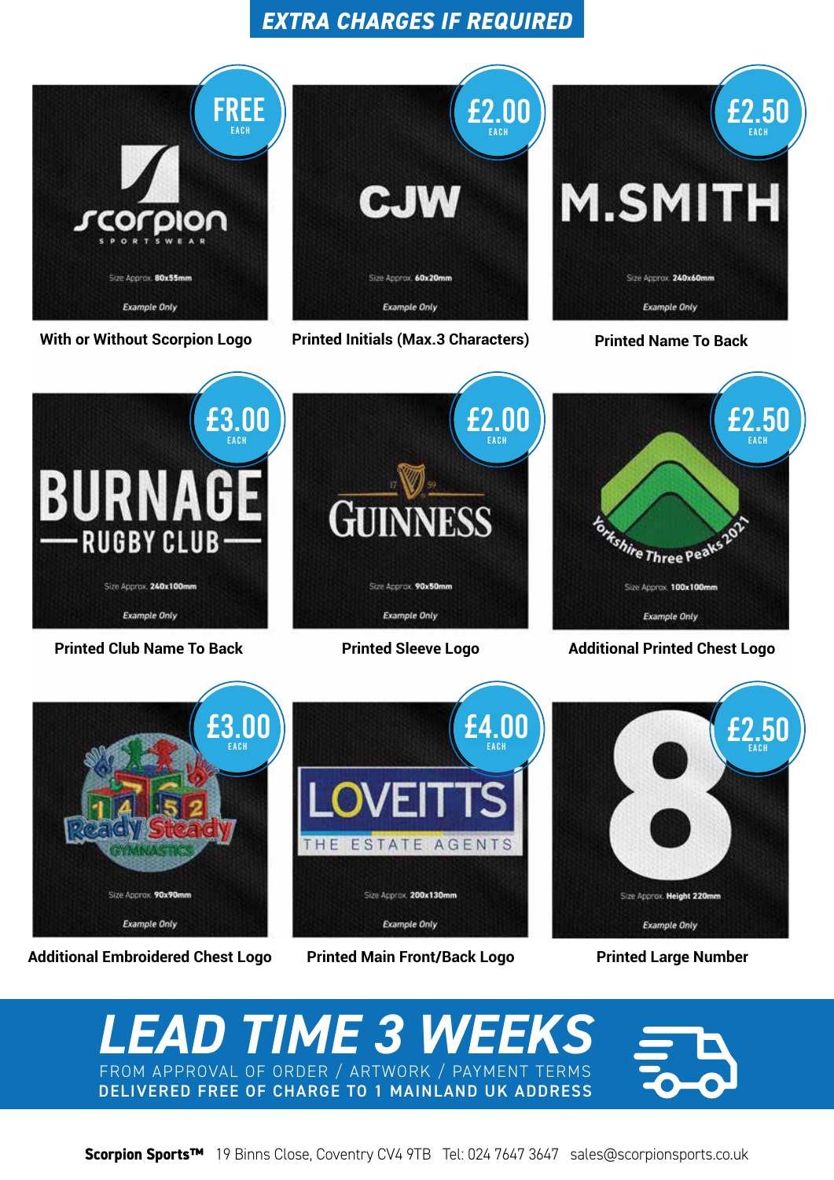# EXTRA CHARGES IF REQUIRED

**FREE** EACH

Size Approx. 80x55mm

Example Only

With or Without Scorpion Logo

**£2.00** EACH

Size Approx. 60x20mm

Example Only

Printed Initials (Max.3 Characters)

**£2.50** EACH

Size Approx. 240x60mm

Example Only

Printed Name To Back

**£3.00** EACH

Size Approx. 240x100mm

Example Only

Printed Club Name To Back

**£2.00** EACH

Size Approx. 90x50mm

Example Only

Printed Sleeve Logo

**£2.50** EACH

Size Approx. 100x100mm

Example Only

Additional Printed Chest Logo

**£3.00** EACH

Size Approx. 90x90mm

Example Only

Additional Embroidered Chest Logo

**£4.00** EACH

Size Approx. 200x130mm

Example Only

Printed Main Front/Back Logo

**£2.50** EACH

Size Approx. Height 220mm

Example Only

Printed Large Number

## LEAD TIME 3 WEEKS

FROM APPROVAL OF ORDER / ARTWORK / PAYMENT TERMS

DELIVERED FREE OF CHARGE TO 1 MAINLAND UK ADDRESS

**Scorpion Sports™** 19 Binns Close, Coventry CV4 9TB Tel: 024 7647 3647 sales@scorpionsports.co.uk